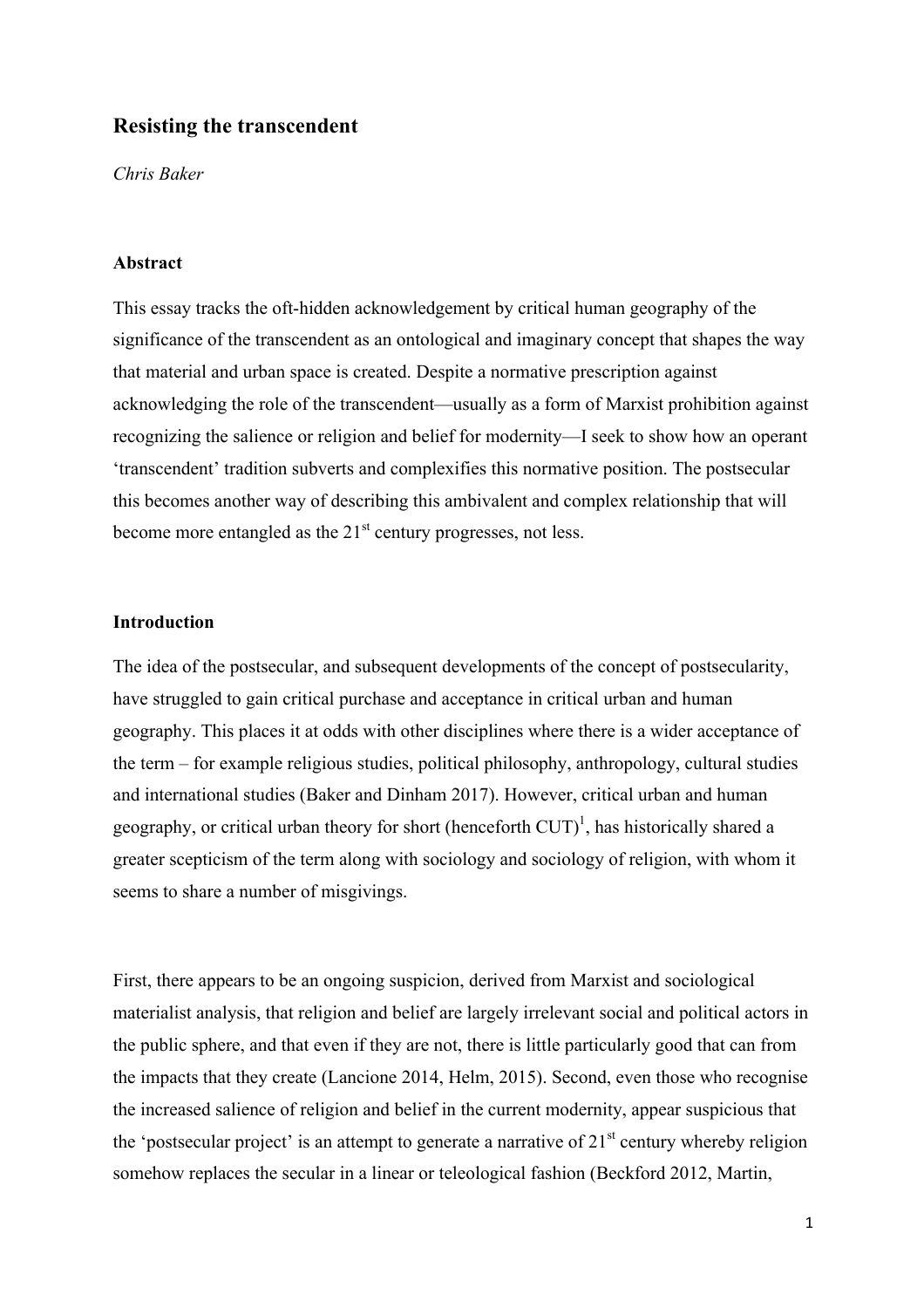# Resisting the transcendent

*Chris Baker*

### Abstract

This essay tracks the oft-hidden acknowledgement by critical human geography of the significance of the transcendent as an ontological and imaginary concept that shapes the way that material and urban space is created. Despite a normative prescription against acknowledging the role of the transcendent—usually as a form of Marxist prohibition against recognizing the salience or religion and belief for modernity—I seek to show how an operant 'transcendent' tradition subverts and complexifies this normative position. The postsecular this becomes another way of describing this ambivalent and complex relationship that will become more entangled as the 21st century progresses, not less.

### Introduction

The idea of the postsecular, and subsequent developments of the concept of postsecularity, have struggled to gain critical purchase and acceptance in critical urban and human geography. This places it at odds with other disciplines where there is a wider acceptance of the term – for example religious studies, political philosophy, anthropology, cultural studies and international studies (Baker and Dinham 2017). However, critical urban and human geography, or critical urban theory for short (henceforth CUT)[1], has historically shared a greater scepticism of the term along with sociology and sociology of religion, with whom it seems to share a number of misgivings.

First, there appears to be an ongoing suspicion, derived from Marxist and sociological materialist analysis, that religion and belief are largely irrelevant social and political actors in the public sphere, and that even if they are not, there is little particularly good that can from the impacts that they create (Lancione 2014, Helm, 2015). Second, even those who recognise the increased salience of religion and belief in the current modernity, appear suspicious that the 'postsecular project' is an attempt to generate a narrative of 21st century whereby religion somehow replaces the secular in a linear or teleological fashion (Beckford 2012, Martin,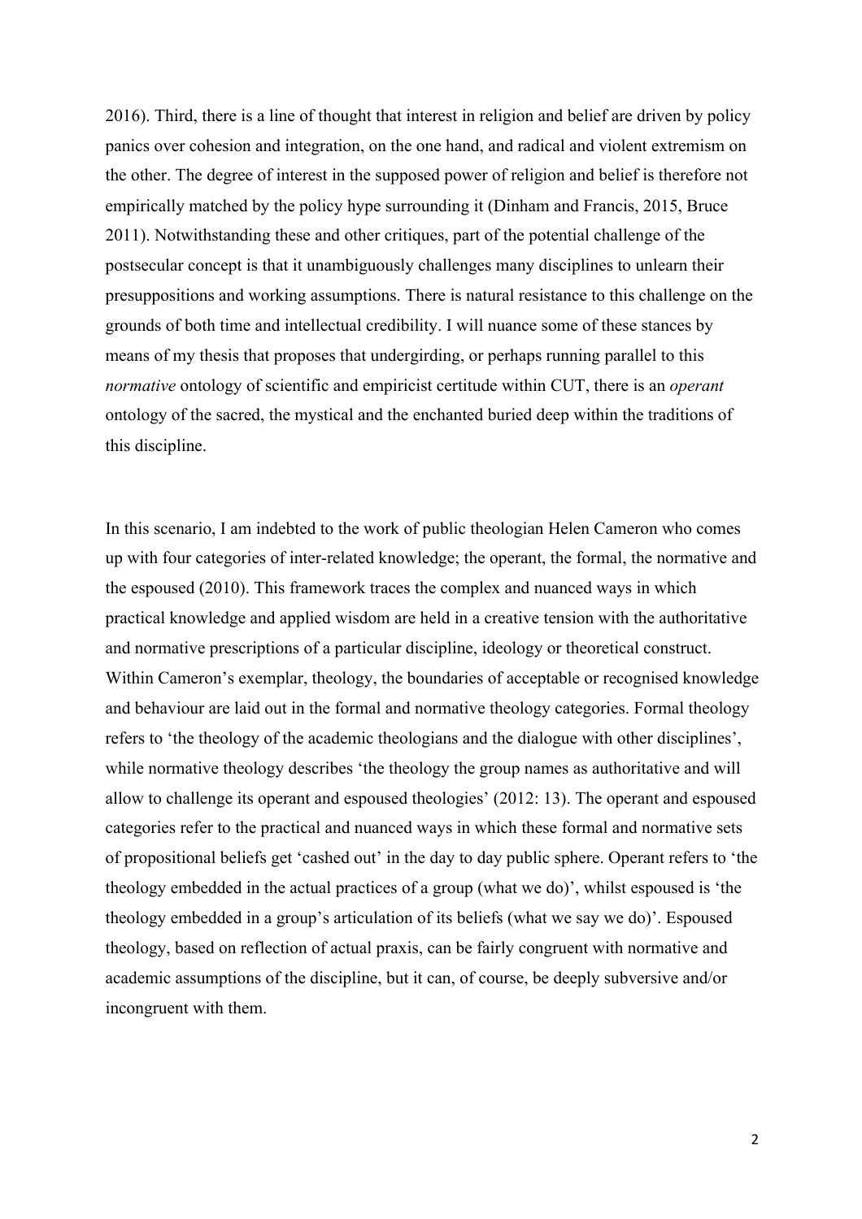2016). Third, there is a line of thought that interest in religion and belief are driven by policy panics over cohesion and integration, on the one hand, and radical and violent extremism on the other. The degree of interest in the supposed power of religion and belief is therefore not empirically matched by the policy hype surrounding it (Dinham and Francis, 2015, Bruce 2011). Notwithstanding these and other critiques, part of the potential challenge of the postsecular concept is that it unambiguously challenges many disciplines to unlearn their presuppositions and working assumptions. There is natural resistance to this challenge on the grounds of both time and intellectual credibility. I will nuance some of these stances by means of my thesis that proposes that undergirding, or perhaps running parallel to this *normative* ontology of scientific and empiricist certitude within CUT, there is an *operant* ontology of the sacred, the mystical and the enchanted buried deep within the traditions of this discipline.

In this scenario, I am indebted to the work of public theologian Helen Cameron who comes up with four categories of inter-related knowledge; the operant, the formal, the normative and the espoused (2010). This framework traces the complex and nuanced ways in which practical knowledge and applied wisdom are held in a creative tension with the authoritative and normative prescriptions of a particular discipline, ideology or theoretical construct. Within Cameron's exemplar, theology, the boundaries of acceptable or recognised knowledge and behaviour are laid out in the formal and normative theology categories. Formal theology refers to 'the theology of the academic theologians and the dialogue with other disciplines', while normative theology describes 'the theology the group names as authoritative and will allow to challenge its operant and espoused theologies' (2012: 13). The operant and espoused categories refer to the practical and nuanced ways in which these formal and normative sets of propositional beliefs get 'cashed out' in the day to day public sphere. Operant refers to 'the theology embedded in the actual practices of a group (what we do)', whilst espoused is 'the theology embedded in a group's articulation of its beliefs (what we say we do)'. Espoused theology, based on reflection of actual praxis, can be fairly congruent with normative and academic assumptions of the discipline, but it can, of course, be deeply subversive and/or incongruent with them.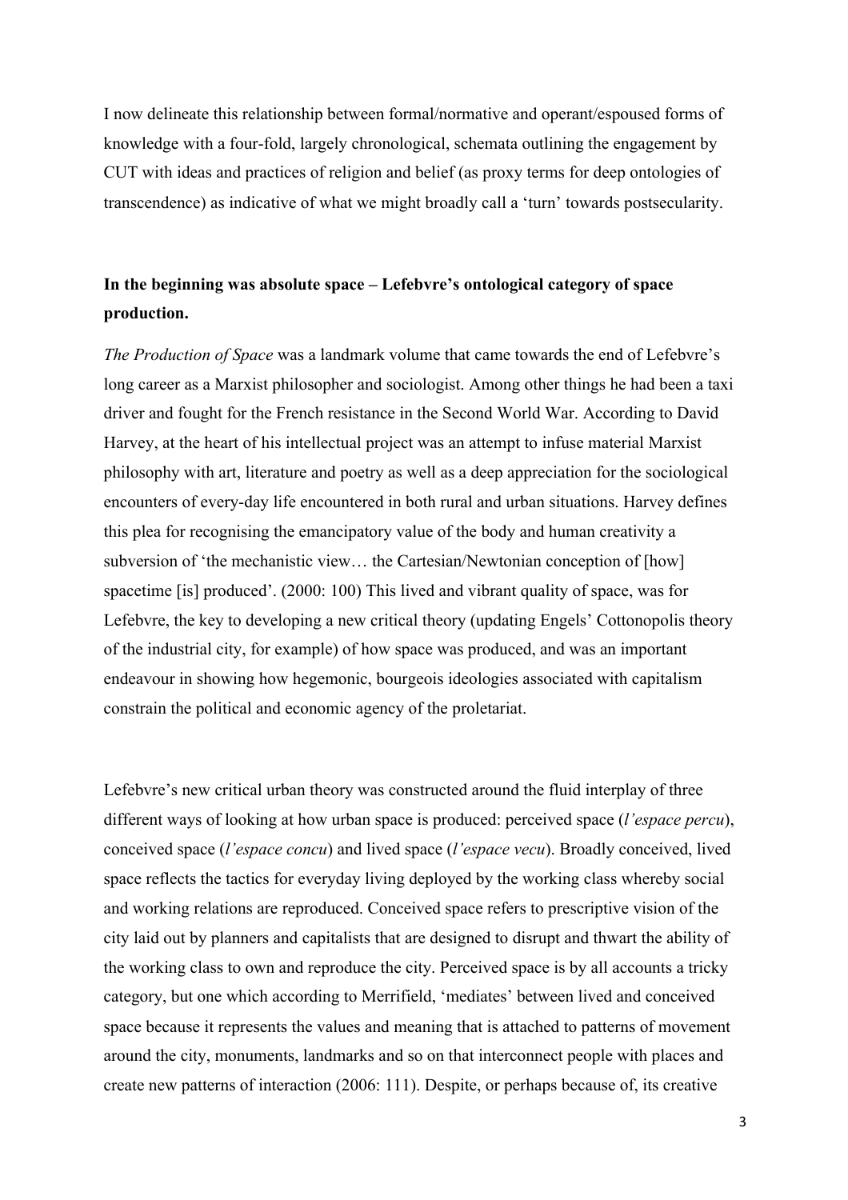I now delineate this relationship between formal/normative and operant/espoused forms of knowledge with a four-fold, largely chronological, schemata outlining the engagement by CUT with ideas and practices of religion and belief (as proxy terms for deep ontologies of transcendence) as indicative of what we might broadly call a 'turn' towards postsecularity.

**In the beginning was absolute space – Lefebvre's ontological category of space production.**

*The Production of Space* was a landmark volume that came towards the end of Lefebvre's long career as a Marxist philosopher and sociologist. Among other things he had been a taxi driver and fought for the French resistance in the Second World War. According to David Harvey, at the heart of his intellectual project was an attempt to infuse material Marxist philosophy with art, literature and poetry as well as a deep appreciation for the sociological encounters of every-day life encountered in both rural and urban situations. Harvey defines this plea for recognising the emancipatory value of the body and human creativity a subversion of 'the mechanistic view… the Cartesian/Newtonian conception of [how] spacetime [is] produced'. (2000: 100) This lived and vibrant quality of space, was for Lefebvre, the key to developing a new critical theory (updating Engels' Cottonopolis theory of the industrial city, for example) of how space was produced, and was an important endeavour in showing how hegemonic, bourgeois ideologies associated with capitalism constrain the political and economic agency of the proletariat.

Lefebvre's new critical urban theory was constructed around the fluid interplay of three different ways of looking at how urban space is produced: perceived space (*l'espace percu*), conceived space (*l'espace concu*) and lived space (*l'espace vecu*). Broadly conceived, lived space reflects the tactics for everyday living deployed by the working class whereby social and working relations are reproduced. Conceived space refers to prescriptive vision of the city laid out by planners and capitalists that are designed to disrupt and thwart the ability of the working class to own and reproduce the city. Perceived space is by all accounts a tricky category, but one which according to Merrifield, 'mediates' between lived and conceived space because it represents the values and meaning that is attached to patterns of movement around the city, monuments, landmarks and so on that interconnect people with places and create new patterns of interaction (2006: 111). Despite, or perhaps because of, its creative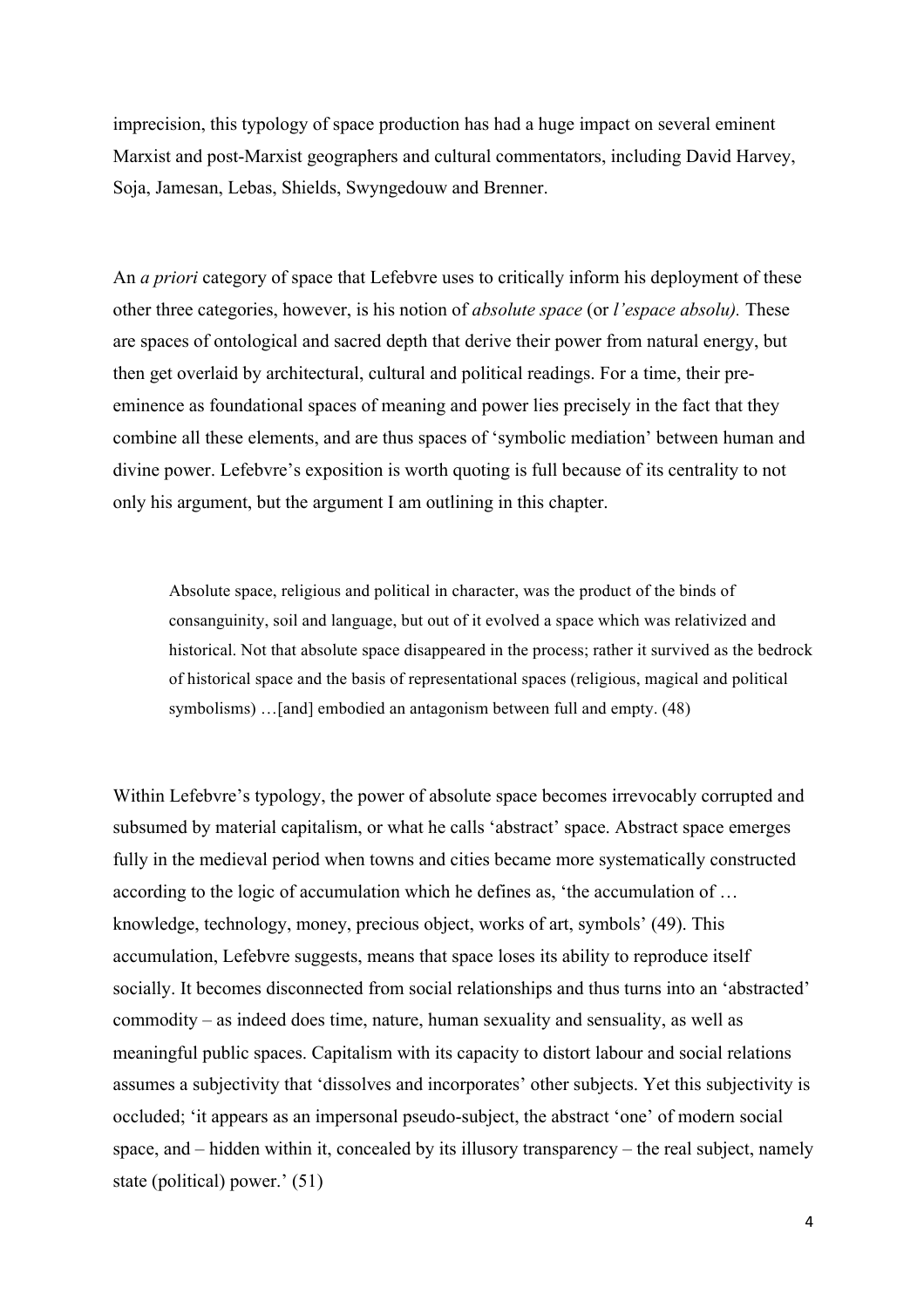imprecision, this typology of space production has had a huge impact on several eminent Marxist and post-Marxist geographers and cultural commentators, including David Harvey, Soja, Jamesan, Lebas, Shields, Swyngedouw and Brenner.

An *a priori* category of space that Lefebvre uses to critically inform his deployment of these other three categories, however, is his notion of *absolute space* (or *l'espace absolu).* These are spaces of ontological and sacred depth that derive their power from natural energy, but then get overlaid by architectural, cultural and political readings. For a time, their pre-eminence as foundational spaces of meaning and power lies precisely in the fact that they combine all these elements, and are thus spaces of 'symbolic mediation' between human and divine power. Lefebvre's exposition is worth quoting is full because of its centrality to not only his argument, but the argument I am outlining in this chapter.

> Absolute space, religious and political in character, was the product of the binds of consanguinity, soil and language, but out of it evolved a space which was relativized and historical. Not that absolute space disappeared in the process; rather it survived as the bedrock of historical space and the basis of representational spaces (religious, magical and political symbolisms) …[and] embodied an antagonism between full and empty. (48)

Within Lefebvre's typology, the power of absolute space becomes irrevocably corrupted and subsumed by material capitalism, or what he calls 'abstract' space. Abstract space emerges fully in the medieval period when towns and cities became more systematically constructed according to the logic of accumulation which he defines as, 'the accumulation of … knowledge, technology, money, precious object, works of art, symbols' (49). This accumulation, Lefebvre suggests, means that space loses its ability to reproduce itself socially. It becomes disconnected from social relationships and thus turns into an 'abstracted' commodity – as indeed does time, nature, human sexuality and sensuality, as well as meaningful public spaces. Capitalism with its capacity to distort labour and social relations assumes a subjectivity that 'dissolves and incorporates' other subjects. Yet this subjectivity is occluded; 'it appears as an impersonal pseudo-subject, the abstract 'one' of modern social space, and – hidden within it, concealed by its illusory transparency – the real subject, namely state (political) power.' (51)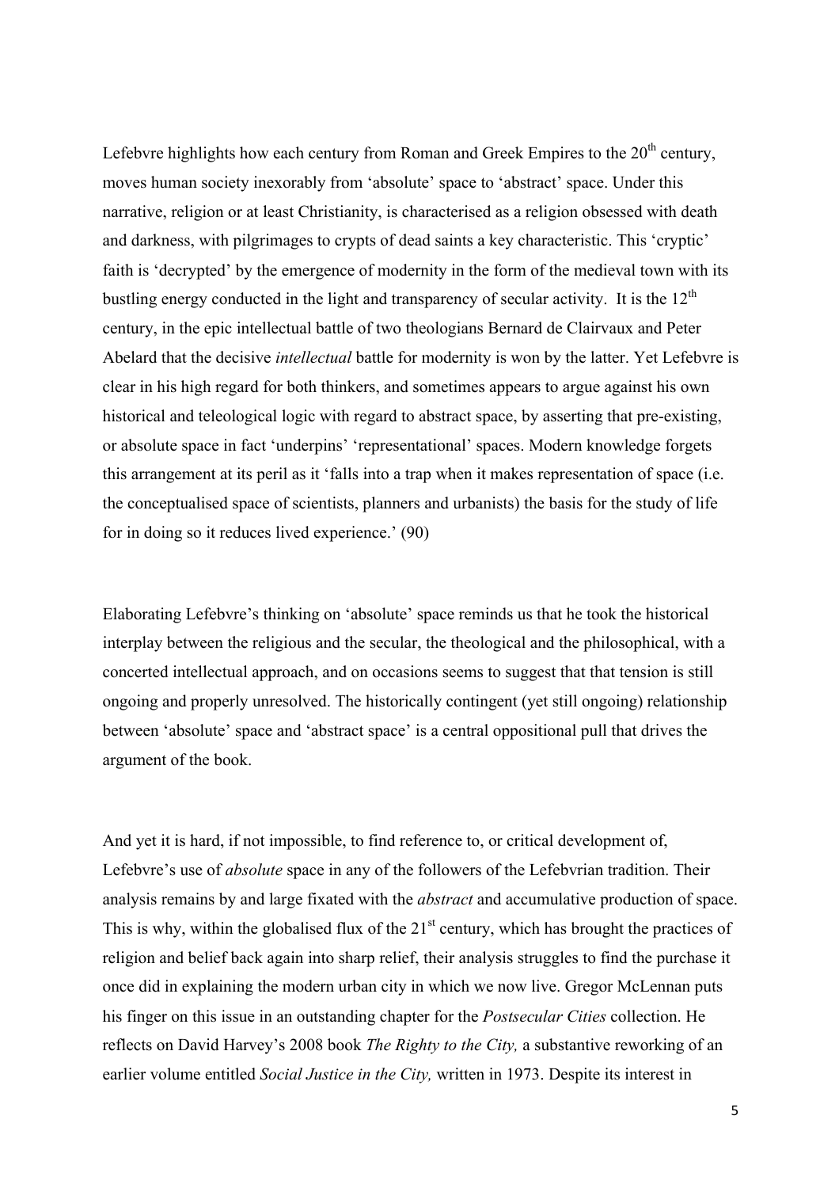Lefebvre highlights how each century from Roman and Greek Empires to the 20th century, moves human society inexorably from 'absolute' space to 'abstract' space. Under this narrative, religion or at least Christianity, is characterised as a religion obsessed with death and darkness, with pilgrimages to crypts of dead saints a key characteristic. This 'cryptic' faith is 'decrypted' by the emergence of modernity in the form of the medieval town with its bustling energy conducted in the light and transparency of secular activity. It is the 12th century, in the epic intellectual battle of two theologians Bernard de Clairvaux and Peter Abelard that the decisive *intellectual* battle for modernity is won by the latter. Yet Lefebvre is clear in his high regard for both thinkers, and sometimes appears to argue against his own historical and teleological logic with regard to abstract space, by asserting that pre-existing, or absolute space in fact 'underpins' 'representational' spaces. Modern knowledge forgets this arrangement at its peril as it 'falls into a trap when it makes representation of space (i.e. the conceptualised space of scientists, planners and urbanists) the basis for the study of life for in doing so it reduces lived experience.' (90)

Elaborating Lefebvre's thinking on 'absolute' space reminds us that he took the historical interplay between the religious and the secular, the theological and the philosophical, with a concerted intellectual approach, and on occasions seems to suggest that that tension is still ongoing and properly unresolved. The historically contingent (yet still ongoing) relationship between 'absolute' space and 'abstract space' is a central oppositional pull that drives the argument of the book.

And yet it is hard, if not impossible, to find reference to, or critical development of, Lefebvre's use of *absolute* space in any of the followers of the Lefebvrian tradition. Their analysis remains by and large fixated with the *abstract* and accumulative production of space. This is why, within the globalised flux of the 21st century, which has brought the practices of religion and belief back again into sharp relief, their analysis struggles to find the purchase it once did in explaining the modern urban city in which we now live. Gregor McLennan puts his finger on this issue in an outstanding chapter for the *Postsecular Cities* collection. He reflects on David Harvey's 2008 book *The Righty to the City,* a substantive reworking of an earlier volume entitled *Social Justice in the City,* written in 1973. Despite its interest in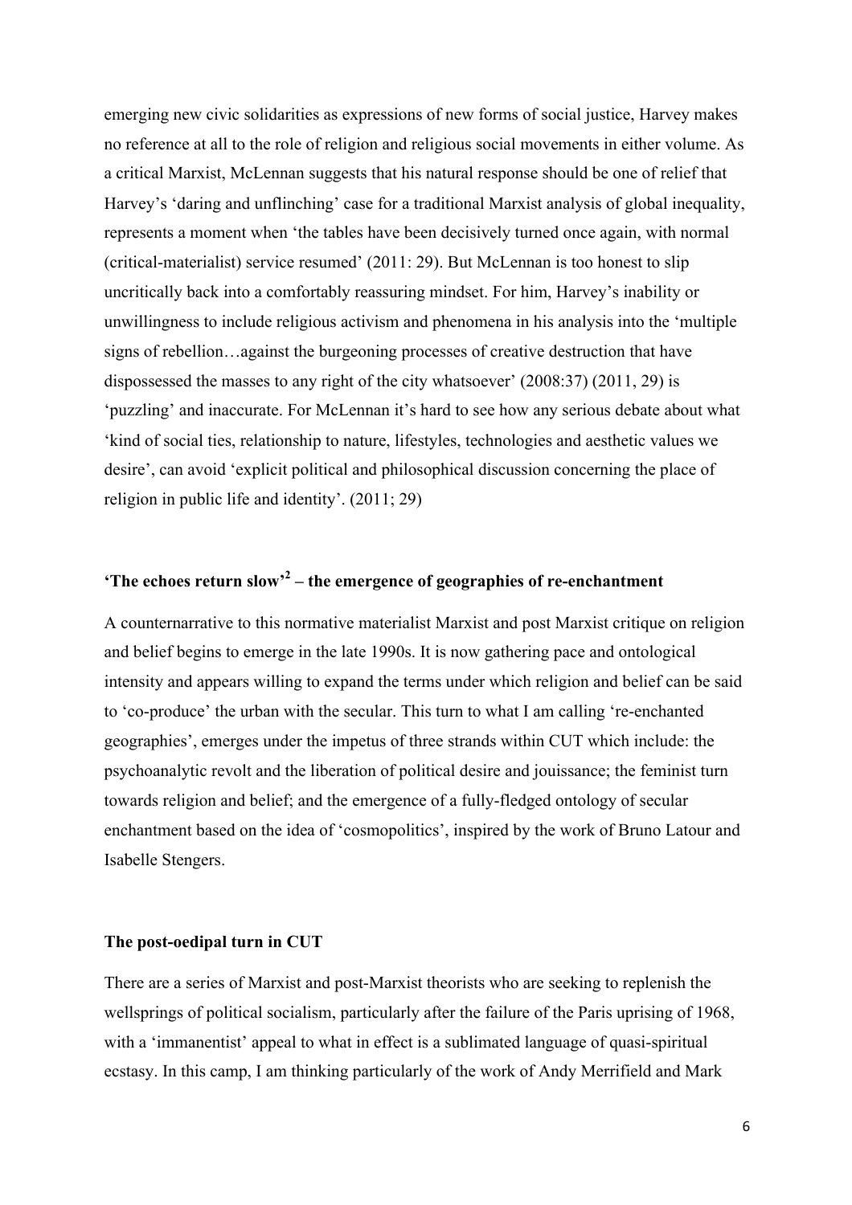emerging new civic solidarities as expressions of new forms of social justice, Harvey makes no reference at all to the role of religion and religious social movements in either volume. As a critical Marxist, McLennan suggests that his natural response should be one of relief that Harvey's 'daring and unflinching' case for a traditional Marxist analysis of global inequality, represents a moment when 'the tables have been decisively turned once again, with normal (critical-materialist) service resumed' (2011: 29). But McLennan is too honest to slip uncritically back into a comfortably reassuring mindset. For him, Harvey's inability or unwillingness to include religious activism and phenomena in his analysis into the 'multiple signs of rebellion…against the burgeoning processes of creative destruction that have dispossessed the masses to any right of the city whatsoever' (2008:37) (2011, 29) is 'puzzling' and inaccurate. For McLennan it's hard to see how any serious debate about what 'kind of social ties, relationship to nature, lifestyles, technologies and aesthetic values we desire', can avoid 'explicit political and philosophical discussion concerning the place of religion in public life and identity'. (2011; 29)

## 'The echoes return slow'[2] – the emergence of geographies of re-enchantment

A counternarrative to this normative materialist Marxist and post Marxist critique on religion and belief begins to emerge in the late 1990s. It is now gathering pace and ontological intensity and appears willing to expand the terms under which religion and belief can be said to 'co-produce' the urban with the secular. This turn to what I am calling 're-enchanted geographies', emerges under the impetus of three strands within CUT which include: the psychoanalytic revolt and the liberation of political desire and jouissance; the feminist turn towards religion and belief; and the emergence of a fully-fledged ontology of secular enchantment based on the idea of 'cosmopolitics', inspired by the work of Bruno Latour and Isabelle Stengers.

### The post-oedipal turn in CUT

There are a series of Marxist and post-Marxist theorists who are seeking to replenish the wellsprings of political socialism, particularly after the failure of the Paris uprising of 1968, with a 'immanentist' appeal to what in effect is a sublimated language of quasi-spiritual ecstasy. In this camp, I am thinking particularly of the work of Andy Merrifield and Mark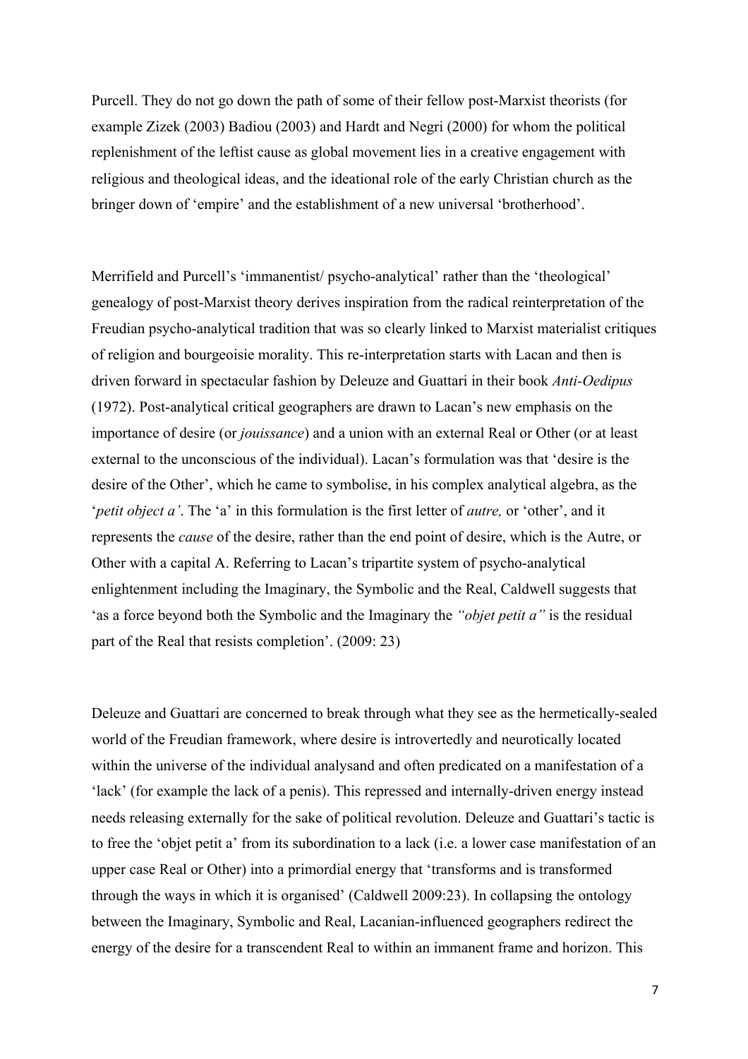Purcell. They do not go down the path of some of their fellow post-Marxist theorists (for example Zizek (2003) Badiou (2003) and Hardt and Negri (2000) for whom the political replenishment of the leftist cause as global movement lies in a creative engagement with religious and theological ideas, and the ideational role of the early Christian church as the bringer down of 'empire' and the establishment of a new universal 'brotherhood'.

Merrifield and Purcell's 'immanentist/ psycho-analytical' rather than the 'theological' genealogy of post-Marxist theory derives inspiration from the radical reinterpretation of the Freudian psycho-analytical tradition that was so clearly linked to Marxist materialist critiques of religion and bourgeoisie morality. This re-interpretation starts with Lacan and then is driven forward in spectacular fashion by Deleuze and Guattari in their book *Anti-Oedipus* (1972). Post-analytical critical geographers are drawn to Lacan's new emphasis on the importance of desire (or *jouissance*) and a union with an external Real or Other (or at least external to the unconscious of the individual). Lacan's formulation was that 'desire is the desire of the Other', which he came to symbolise, in his complex analytical algebra, as the '*petit object a'*. The 'a' in this formulation is the first letter of *autre,* or 'other', and it represents the *cause* of the desire, rather than the end point of desire, which is the Autre, or Other with a capital A. Referring to Lacan's tripartite system of psycho-analytical enlightenment including the Imaginary, the Symbolic and the Real, Caldwell suggests that 'as a force beyond both the Symbolic and the Imaginary the *"objet petit a"* is the residual part of the Real that resists completion'. (2009: 23)

Deleuze and Guattari are concerned to break through what they see as the hermetically-sealed world of the Freudian framework, where desire is introvertedly and neurotically located within the universe of the individual analysand and often predicated on a manifestation of a 'lack' (for example the lack of a penis). This repressed and internally-driven energy instead needs releasing externally for the sake of political revolution. Deleuze and Guattari's tactic is to free the 'objet petit a' from its subordination to a lack (i.e. a lower case manifestation of an upper case Real or Other) into a primordial energy that 'transforms and is transformed through the ways in which it is organised' (Caldwell 2009:23). In collapsing the ontology between the Imaginary, Symbolic and Real, Lacanian-influenced geographers redirect the energy of the desire for a transcendent Real to within an immanent frame and horizon. This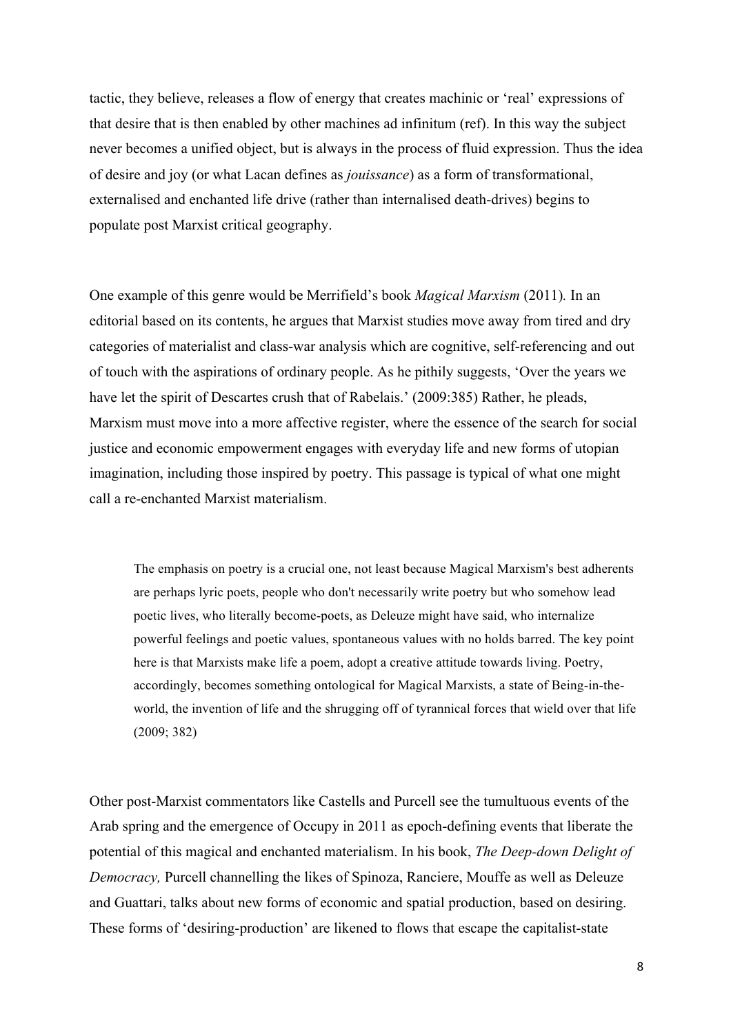tactic, they believe, releases a flow of energy that creates machinic or 'real' expressions of that desire that is then enabled by other machines ad infinitum (ref). In this way the subject never becomes a unified object, but is always in the process of fluid expression. Thus the idea of desire and joy (or what Lacan defines as *jouissance*) as a form of transformational, externalised and enchanted life drive (rather than internalised death-drives) begins to populate post Marxist critical geography.

One example of this genre would be Merrifield's book *Magical Marxism* (2011). In an editorial based on its contents, he argues that Marxist studies move away from tired and dry categories of materialist and class-war analysis which are cognitive, self-referencing and out of touch with the aspirations of ordinary people. As he pithily suggests, 'Over the years we have let the spirit of Descartes crush that of Rabelais.' (2009:385) Rather, he pleads, Marxism must move into a more affective register, where the essence of the search for social justice and economic empowerment engages with everyday life and new forms of utopian imagination, including those inspired by poetry. This passage is typical of what one might call a re-enchanted Marxist materialism.

> The emphasis on poetry is a crucial one, not least because Magical Marxism's best adherents are perhaps lyric poets, people who don't necessarily write poetry but who somehow lead poetic lives, who literally become-poets, as Deleuze might have said, who internalize powerful feelings and poetic values, spontaneous values with no holds barred. The key point here is that Marxists make life a poem, adopt a creative attitude towards living. Poetry, accordingly, becomes something ontological for Magical Marxists, a state of Being-in-the-world, the invention of life and the shrugging off of tyrannical forces that wield over that life (2009; 382)

Other post-Marxist commentators like Castells and Purcell see the tumultuous events of the Arab spring and the emergence of Occupy in 2011 as epoch-defining events that liberate the potential of this magical and enchanted materialism. In his book, *The Deep-down Delight of Democracy,* Purcell channelling the likes of Spinoza, Ranciere, Mouffe as well as Deleuze and Guattari, talks about new forms of economic and spatial production, based on desiring. These forms of 'desiring-production' are likened to flows that escape the capitalist-state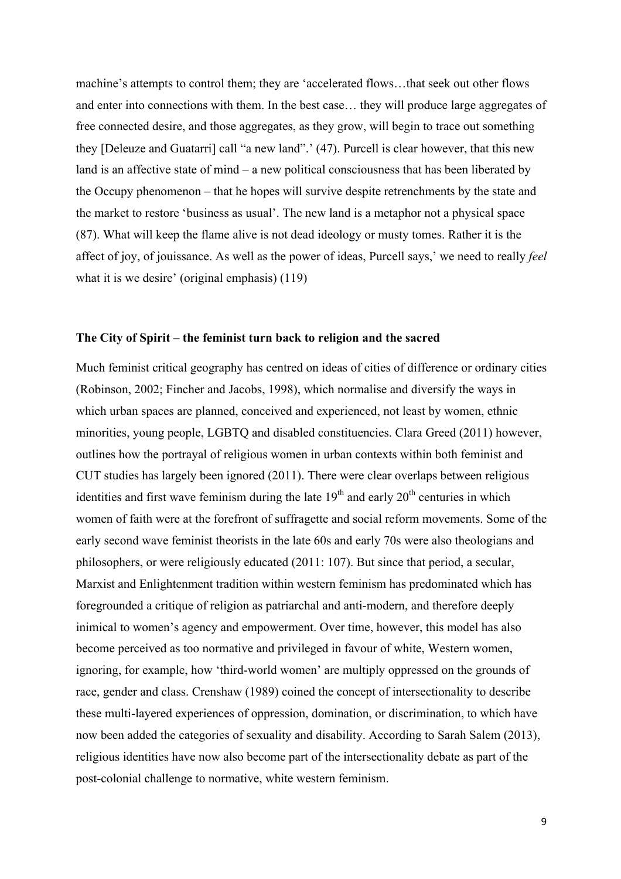machine's attempts to control them; they are 'accelerated flows…that seek out other flows and enter into connections with them. In the best case… they will produce large aggregates of free connected desire, and those aggregates, as they grow, will begin to trace out something they [Deleuze and Guatarri] call "a new land".' (47). Purcell is clear however, that this new land is an affective state of mind – a new political consciousness that has been liberated by the Occupy phenomenon – that he hopes will survive despite retrenchments by the state and the market to restore 'business as usual'. The new land is a metaphor not a physical space (87). What will keep the flame alive is not dead ideology or musty tomes. Rather it is the affect of joy, of jouissance. As well as the power of ideas, Purcell says,' we need to really *feel* what it is we desire' (original emphasis) (119)

## The City of Spirit – the feminist turn back to religion and the sacred

Much feminist critical geography has centred on ideas of cities of difference or ordinary cities (Robinson, 2002; Fincher and Jacobs, 1998), which normalise and diversify the ways in which urban spaces are planned, conceived and experienced, not least by women, ethnic minorities, young people, LGBTQ and disabled constituencies. Clara Greed (2011) however, outlines how the portrayal of religious women in urban contexts within both feminist and CUT studies has largely been ignored (2011). There were clear overlaps between religious identities and first wave feminism during the late 19th and early 20th centuries in which women of faith were at the forefront of suffragette and social reform movements. Some of the early second wave feminist theorists in the late 60s and early 70s were also theologians and philosophers, or were religiously educated (2011: 107). But since that period, a secular, Marxist and Enlightenment tradition within western feminism has predominated which has foregrounded a critique of religion as patriarchal and anti-modern, and therefore deeply inimical to women's agency and empowerment. Over time, however, this model has also become perceived as too normative and privileged in favour of white, Western women, ignoring, for example, how 'third-world women' are multiply oppressed on the grounds of race, gender and class. Crenshaw (1989) coined the concept of intersectionality to describe these multi-layered experiences of oppression, domination, or discrimination, to which have now been added the categories of sexuality and disability. According to Sarah Salem (2013), religious identities have now also become part of the intersectionality debate as part of the post-colonial challenge to normative, white western feminism.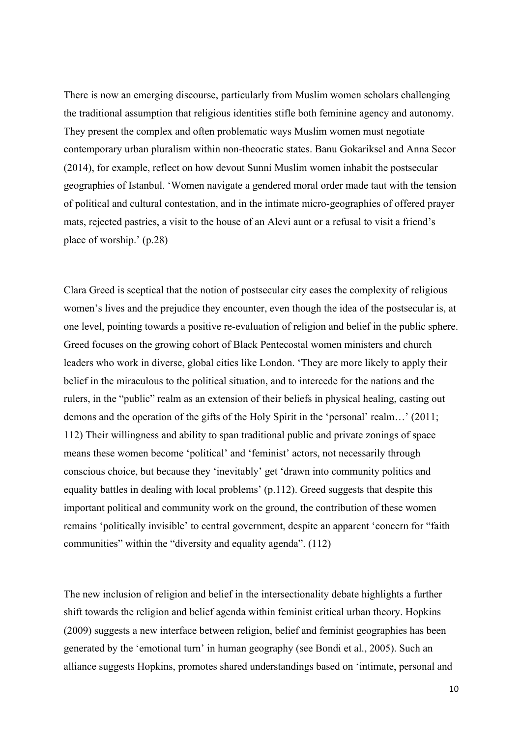There is now an emerging discourse, particularly from Muslim women scholars challenging the traditional assumption that religious identities stifle both feminine agency and autonomy. They present the complex and often problematic ways Muslim women must negotiate contemporary urban pluralism within non-theocratic states. Banu Gokariksel and Anna Secor (2014), for example, reflect on how devout Sunni Muslim women inhabit the postsecular geographies of Istanbul. 'Women navigate a gendered moral order made taut with the tension of political and cultural contestation, and in the intimate micro-geographies of offered prayer mats, rejected pastries, a visit to the house of an Alevi aunt or a refusal to visit a friend's place of worship.' (p.28)

Clara Greed is sceptical that the notion of postsecular city eases the complexity of religious women's lives and the prejudice they encounter, even though the idea of the postsecular is, at one level, pointing towards a positive re-evaluation of religion and belief in the public sphere. Greed focuses on the growing cohort of Black Pentecostal women ministers and church leaders who work in diverse, global cities like London. 'They are more likely to apply their belief in the miraculous to the political situation, and to intercede for the nations and the rulers, in the "public" realm as an extension of their beliefs in physical healing, casting out demons and the operation of the gifts of the Holy Spirit in the 'personal' realm…' (2011; 112) Their willingness and ability to span traditional public and private zonings of space means these women become 'political' and 'feminist' actors, not necessarily through conscious choice, but because they 'inevitably' get 'drawn into community politics and equality battles in dealing with local problems' (p.112). Greed suggests that despite this important political and community work on the ground, the contribution of these women remains 'politically invisible' to central government, despite an apparent 'concern for "faith communities" within the "diversity and equality agenda". (112)

The new inclusion of religion and belief in the intersectionality debate highlights a further shift towards the religion and belief agenda within feminist critical urban theory. Hopkins (2009) suggests a new interface between religion, belief and feminist geographies has been generated by the 'emotional turn' in human geography (see Bondi et al., 2005). Such an alliance suggests Hopkins, promotes shared understandings based on 'intimate, personal and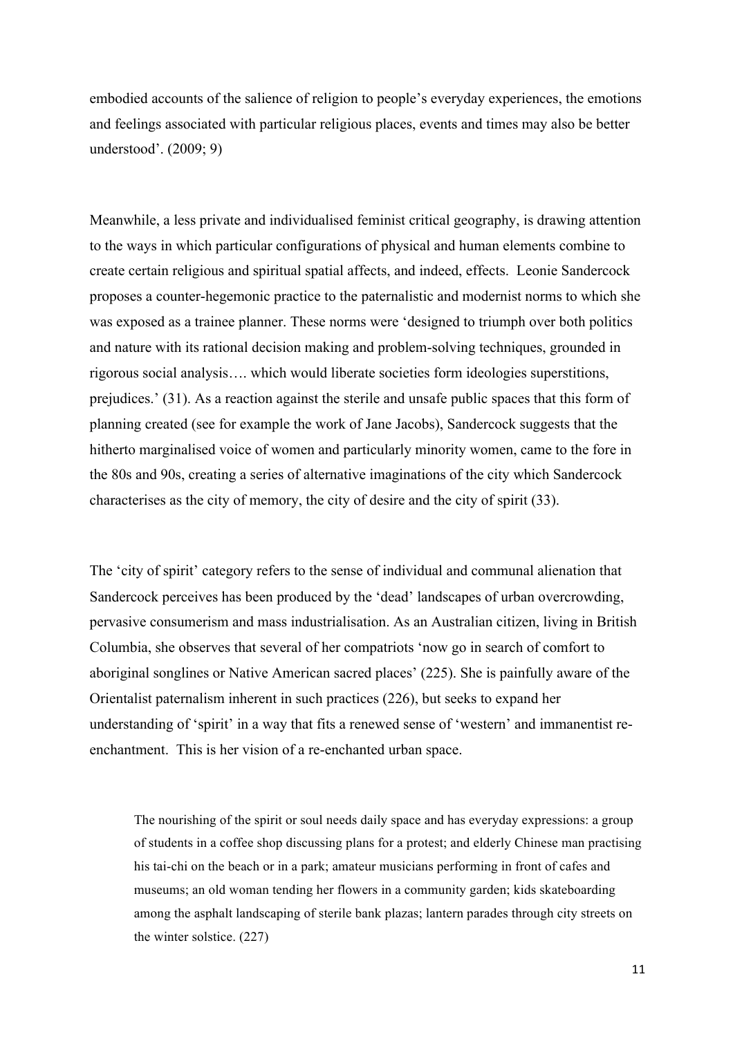embodied accounts of the salience of religion to people's everyday experiences, the emotions and feelings associated with particular religious places, events and times may also be better understood'. (2009; 9)

Meanwhile, a less private and individualised feminist critical geography, is drawing attention to the ways in which particular configurations of physical and human elements combine to create certain religious and spiritual spatial affects, and indeed, effects. Leonie Sandercock proposes a counter-hegemonic practice to the paternalistic and modernist norms to which she was exposed as a trainee planner. These norms were 'designed to triumph over both politics and nature with its rational decision making and problem-solving techniques, grounded in rigorous social analysis…. which would liberate societies form ideologies superstitions, prejudices.' (31). As a reaction against the sterile and unsafe public spaces that this form of planning created (see for example the work of Jane Jacobs), Sandercock suggests that the hitherto marginalised voice of women and particularly minority women, came to the fore in the 80s and 90s, creating a series of alternative imaginations of the city which Sandercock characterises as the city of memory, the city of desire and the city of spirit (33).

The 'city of spirit' category refers to the sense of individual and communal alienation that Sandercock perceives has been produced by the 'dead' landscapes of urban overcrowding, pervasive consumerism and mass industrialisation. As an Australian citizen, living in British Columbia, she observes that several of her compatriots 'now go in search of comfort to aboriginal songlines or Native American sacred places' (225). She is painfully aware of the Orientalist paternalism inherent in such practices (226), but seeks to expand her understanding of 'spirit' in a way that fits a renewed sense of 'western' and immanentist re-enchantment. This is her vision of a re-enchanted urban space.

> The nourishing of the spirit or soul needs daily space and has everyday expressions: a group of students in a coffee shop discussing plans for a protest; and elderly Chinese man practising his tai-chi on the beach or in a park; amateur musicians performing in front of cafes and museums; an old woman tending her flowers in a community garden; kids skateboarding among the asphalt landscaping of sterile bank plazas; lantern parades through city streets on the winter solstice. (227)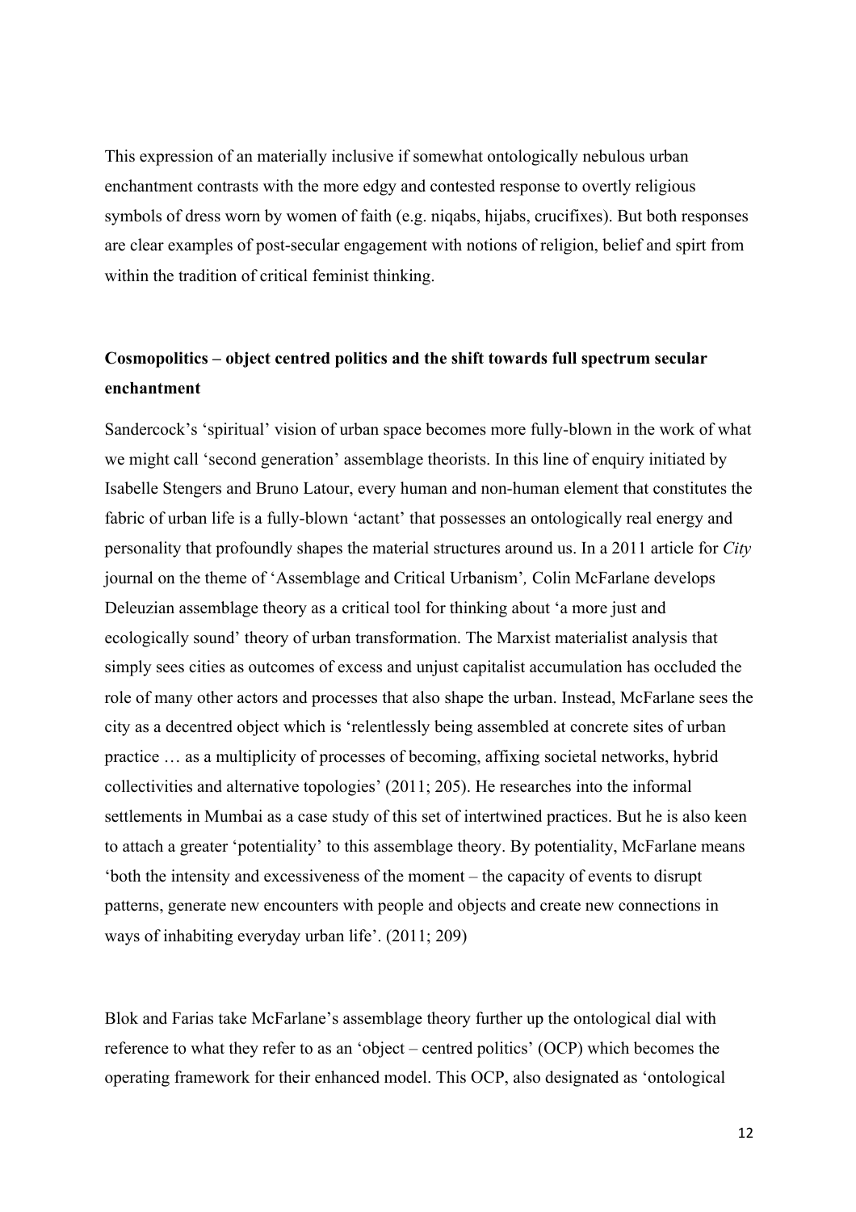This expression of an materially inclusive if somewhat ontologically nebulous urban enchantment contrasts with the more edgy and contested response to overtly religious symbols of dress worn by women of faith (e.g. niqabs, hijabs, crucifixes). But both responses are clear examples of post-secular engagement with notions of religion, belief and spirt from within the tradition of critical feminist thinking.

**Cosmopolitics – object centred politics and the shift towards full spectrum secular enchantment**

Sandercock's 'spiritual' vision of urban space becomes more fully-blown in the work of what we might call 'second generation' assemblage theorists. In this line of enquiry initiated by Isabelle Stengers and Bruno Latour, every human and non-human element that constitutes the fabric of urban life is a fully-blown 'actant' that possesses an ontologically real energy and personality that profoundly shapes the material structures around us. In a 2011 article for *City* journal on the theme of 'Assemblage and Critical Urbanism', Colin McFarlane develops Deleuzian assemblage theory as a critical tool for thinking about 'a more just and ecologically sound' theory of urban transformation. The Marxist materialist analysis that simply sees cities as outcomes of excess and unjust capitalist accumulation has occluded the role of many other actors and processes that also shape the urban. Instead, McFarlane sees the city as a decentred object which is 'relentlessly being assembled at concrete sites of urban practice … as a multiplicity of processes of becoming, affixing societal networks, hybrid collectivities and alternative topologies' (2011; 205). He researches into the informal settlements in Mumbai as a case study of this set of intertwined practices. But he is also keen to attach a greater 'potentiality' to this assemblage theory. By potentiality, McFarlane means 'both the intensity and excessiveness of the moment – the capacity of events to disrupt patterns, generate new encounters with people and objects and create new connections in ways of inhabiting everyday urban life'. (2011; 209)

Blok and Farias take McFarlane's assemblage theory further up the ontological dial with reference to what they refer to as an 'object – centred politics' (OCP) which becomes the operating framework for their enhanced model. This OCP, also designated as 'ontological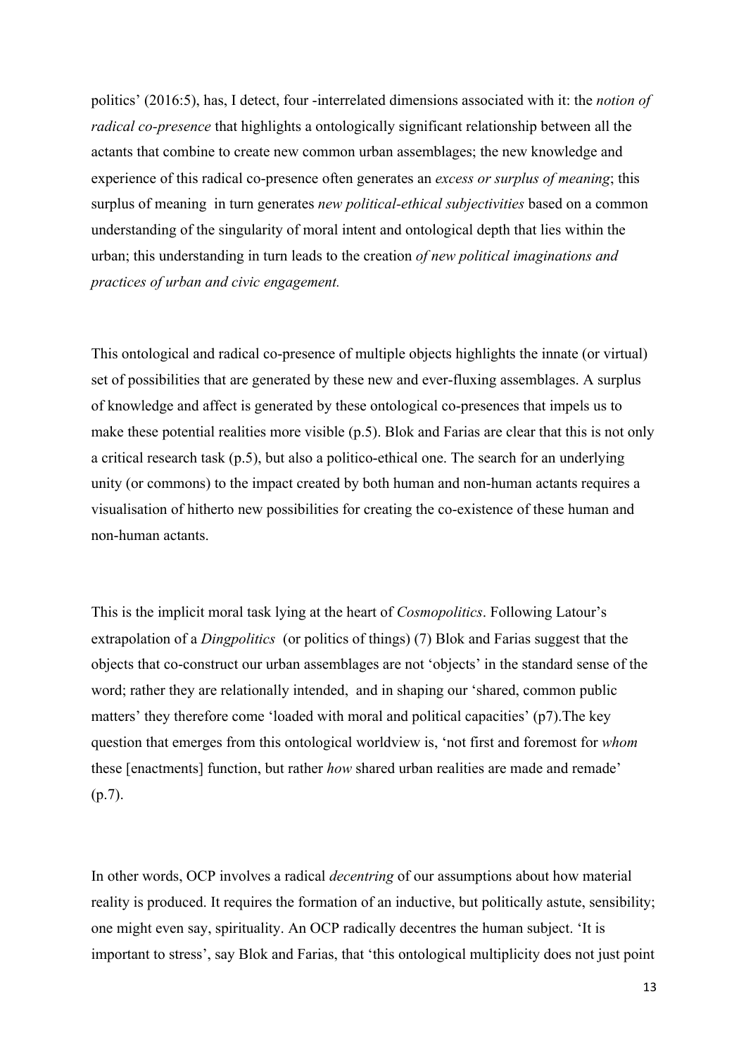politics' (2016:5), has, I detect, four -interrelated dimensions associated with it: the *notion of radical co-presence* that highlights a ontologically significant relationship between all the actants that combine to create new common urban assemblages; the new knowledge and experience of this radical co-presence often generates an *excess or surplus of meaning*; this surplus of meaning in turn generates *new political-ethical subjectivities* based on a common understanding of the singularity of moral intent and ontological depth that lies within the urban; this understanding in turn leads to the creation *of new political imaginations and practices of urban and civic engagement.*

This ontological and radical co-presence of multiple objects highlights the innate (or virtual) set of possibilities that are generated by these new and ever-fluxing assemblages. A surplus of knowledge and affect is generated by these ontological co-presences that impels us to make these potential realities more visible (p.5). Blok and Farias are clear that this is not only a critical research task (p.5), but also a politico-ethical one. The search for an underlying unity (or commons) to the impact created by both human and non-human actants requires a visualisation of hitherto new possibilities for creating the co-existence of these human and non-human actants.

This is the implicit moral task lying at the heart of *Cosmopolitics*. Following Latour's extrapolation of a *Dingpolitics* (or politics of things) (7) Blok and Farias suggest that the objects that co-construct our urban assemblages are not 'objects' in the standard sense of the word; rather they are relationally intended, and in shaping our 'shared, common public matters' they therefore come 'loaded with moral and political capacities' (p7).The key question that emerges from this ontological worldview is, 'not first and foremost for *whom* these [enactments] function, but rather *how* shared urban realities are made and remade' (p.7).

In other words, OCP involves a radical *decentring* of our assumptions about how material reality is produced. It requires the formation of an inductive, but politically astute, sensibility; one might even say, spirituality. An OCP radically decentres the human subject. 'It is important to stress', say Blok and Farias, that 'this ontological multiplicity does not just point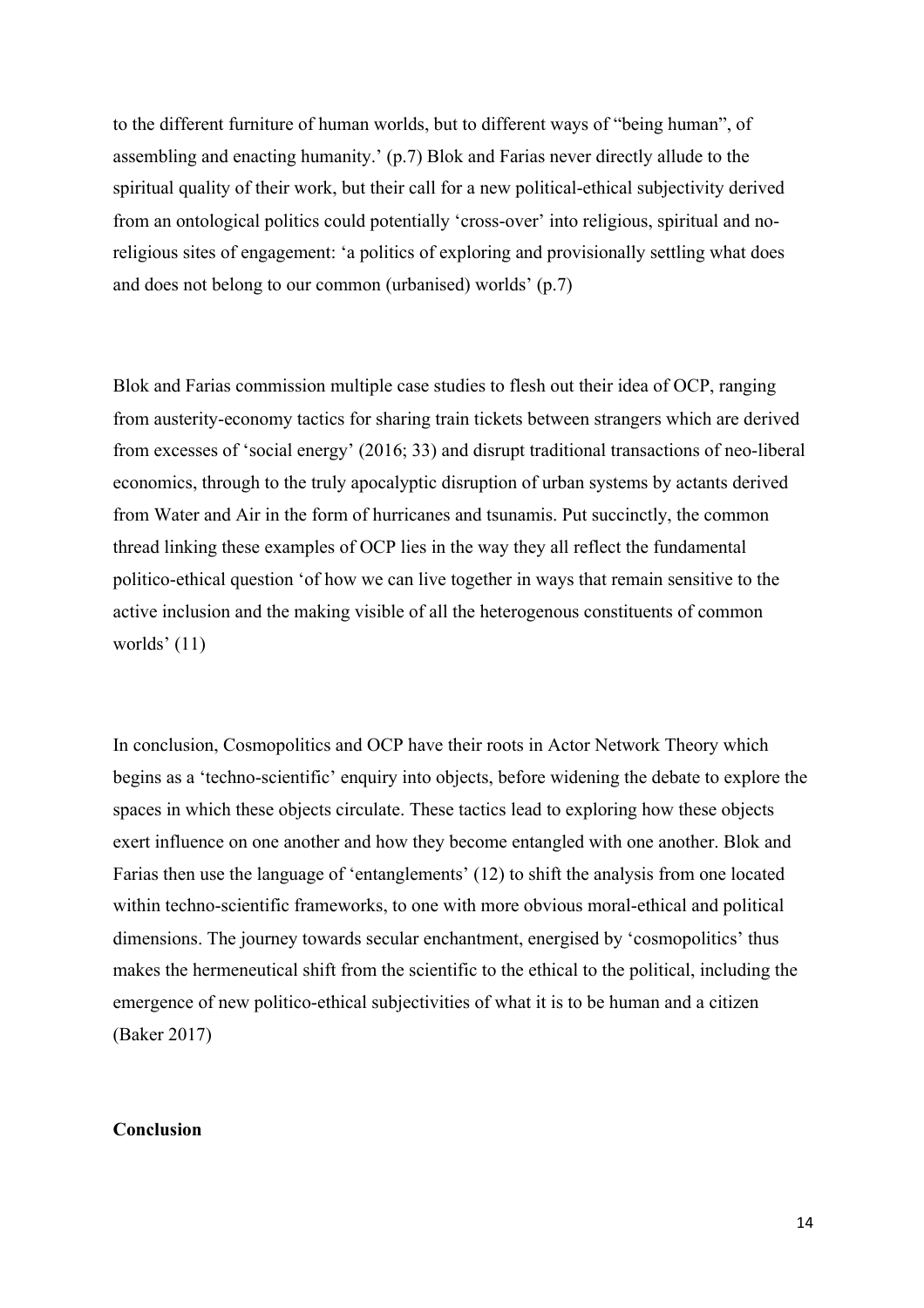to the different furniture of human worlds, but to different ways of "being human", of assembling and enacting humanity.' (p.7) Blok and Farias never directly allude to the spiritual quality of their work, but their call for a new political-ethical subjectivity derived from an ontological politics could potentially 'cross-over' into religious, spiritual and no-religious sites of engagement: 'a politics of exploring and provisionally settling what does and does not belong to our common (urbanised) worlds' (p.7)

Blok and Farias commission multiple case studies to flesh out their idea of OCP, ranging from austerity-economy tactics for sharing train tickets between strangers which are derived from excesses of 'social energy' (2016; 33) and disrupt traditional transactions of neo-liberal economics, through to the truly apocalyptic disruption of urban systems by actants derived from Water and Air in the form of hurricanes and tsunamis. Put succinctly, the common thread linking these examples of OCP lies in the way they all reflect the fundamental politico-ethical question 'of how we can live together in ways that remain sensitive to the active inclusion and the making visible of all the heterogenous constituents of common worlds' (11)

In conclusion, Cosmopolitics and OCP have their roots in Actor Network Theory which begins as a 'techno-scientific' enquiry into objects, before widening the debate to explore the spaces in which these objects circulate. These tactics lead to exploring how these objects exert influence on one another and how they become entangled with one another. Blok and Farias then use the language of 'entanglements' (12) to shift the analysis from one located within techno-scientific frameworks, to one with more obvious moral-ethical and political dimensions. The journey towards secular enchantment, energised by 'cosmopolitics' thus makes the hermeneutical shift from the scientific to the ethical to the political, including the emergence of new politico-ethical subjectivities of what it is to be human and a citizen (Baker 2017)

**Conclusion**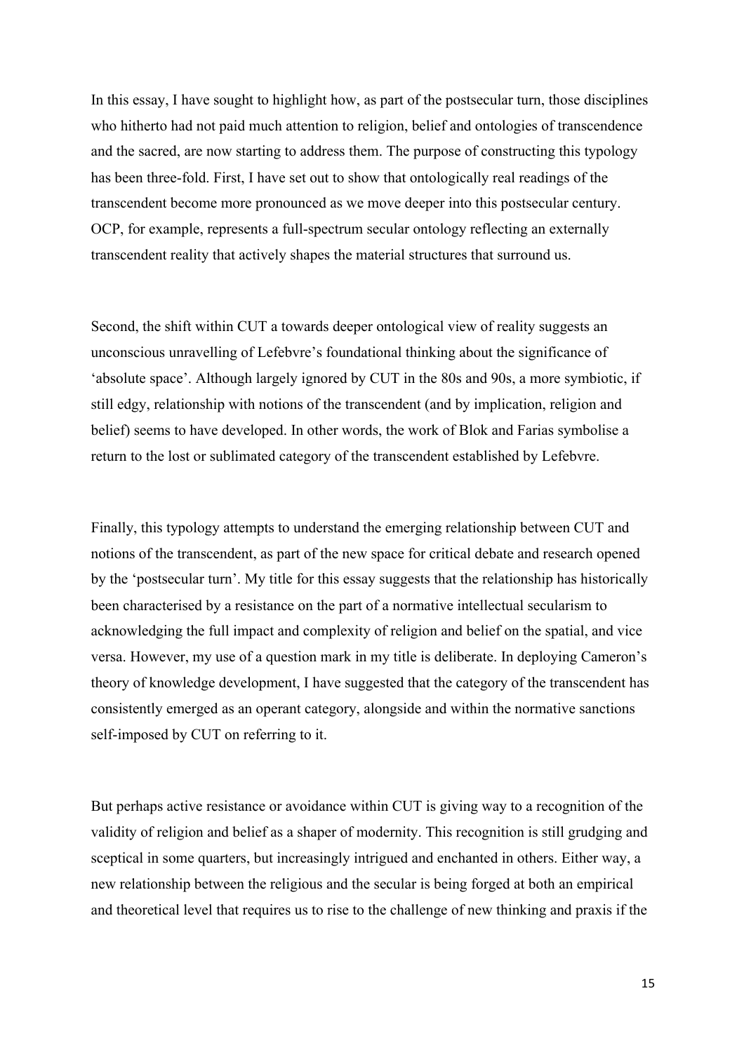In this essay, I have sought to highlight how, as part of the postsecular turn, those disciplines who hitherto had not paid much attention to religion, belief and ontologies of transcendence and the sacred, are now starting to address them. The purpose of constructing this typology has been three-fold. First, I have set out to show that ontologically real readings of the transcendent become more pronounced as we move deeper into this postsecular century. OCP, for example, represents a full-spectrum secular ontology reflecting an externally transcendent reality that actively shapes the material structures that surround us.

Second, the shift within CUT a towards deeper ontological view of reality suggests an unconscious unravelling of Lefebvre's foundational thinking about the significance of 'absolute space'. Although largely ignored by CUT in the 80s and 90s, a more symbiotic, if still edgy, relationship with notions of the transcendent (and by implication, religion and belief) seems to have developed. In other words, the work of Blok and Farias symbolise a return to the lost or sublimated category of the transcendent established by Lefebvre.

Finally, this typology attempts to understand the emerging relationship between CUT and notions of the transcendent, as part of the new space for critical debate and research opened by the 'postsecular turn'. My title for this essay suggests that the relationship has historically been characterised by a resistance on the part of a normative intellectual secularism to acknowledging the full impact and complexity of religion and belief on the spatial, and vice versa. However, my use of a question mark in my title is deliberate. In deploying Cameron's theory of knowledge development, I have suggested that the category of the transcendent has consistently emerged as an operant category, alongside and within the normative sanctions self-imposed by CUT on referring to it.

But perhaps active resistance or avoidance within CUT is giving way to a recognition of the validity of religion and belief as a shaper of modernity. This recognition is still grudging and sceptical in some quarters, but increasingly intrigued and enchanted in others. Either way, a new relationship between the religious and the secular is being forged at both an empirical and theoretical level that requires us to rise to the challenge of new thinking and praxis if the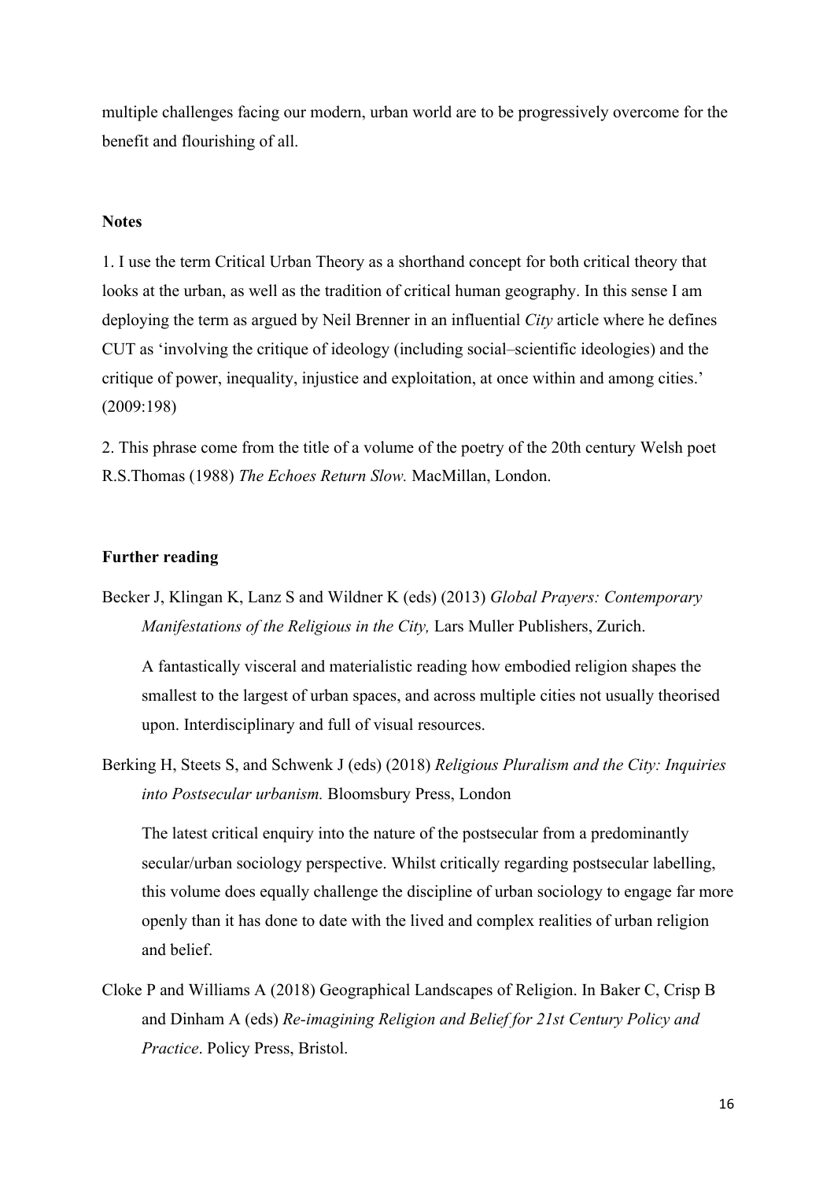multiple challenges facing our modern, urban world are to be progressively overcome for the benefit and flourishing of all.

**Notes**

1. I use the term Critical Urban Theory as a shorthand concept for both critical theory that looks at the urban, as well as the tradition of critical human geography. In this sense I am deploying the term as argued by Neil Brenner in an influential *City* article where he defines CUT as 'involving the critique of ideology (including social–scientific ideologies) and the critique of power, inequality, injustice and exploitation, at once within and among cities.' (2009:198)

2. This phrase come from the title of a volume of the poetry of the 20th century Welsh poet R.S.Thomas (1988) *The Echoes Return Slow.* MacMillan, London.

**Further reading**

Becker J, Klingan K, Lanz S and Wildner K (eds) (2013) *Global Prayers: Contemporary Manifestations of the Religious in the City,* Lars Muller Publishers, Zurich.

A fantastically visceral and materialistic reading how embodied religion shapes the smallest to the largest of urban spaces, and across multiple cities not usually theorised upon. Interdisciplinary and full of visual resources.

Berking H, Steets S, and Schwenk J (eds) (2018) *Religious Pluralism and the City: Inquiries into Postsecular urbanism.* Bloomsbury Press, London

The latest critical enquiry into the nature of the postsecular from a predominantly secular/urban sociology perspective. Whilst critically regarding postsecular labelling, this volume does equally challenge the discipline of urban sociology to engage far more openly than it has done to date with the lived and complex realities of urban religion and belief.

Cloke P and Williams A (2018) Geographical Landscapes of Religion. In Baker C, Crisp B and Dinham A (eds) *Re-imagining Religion and Belief for 21st Century Policy and Practice*. Policy Press, Bristol.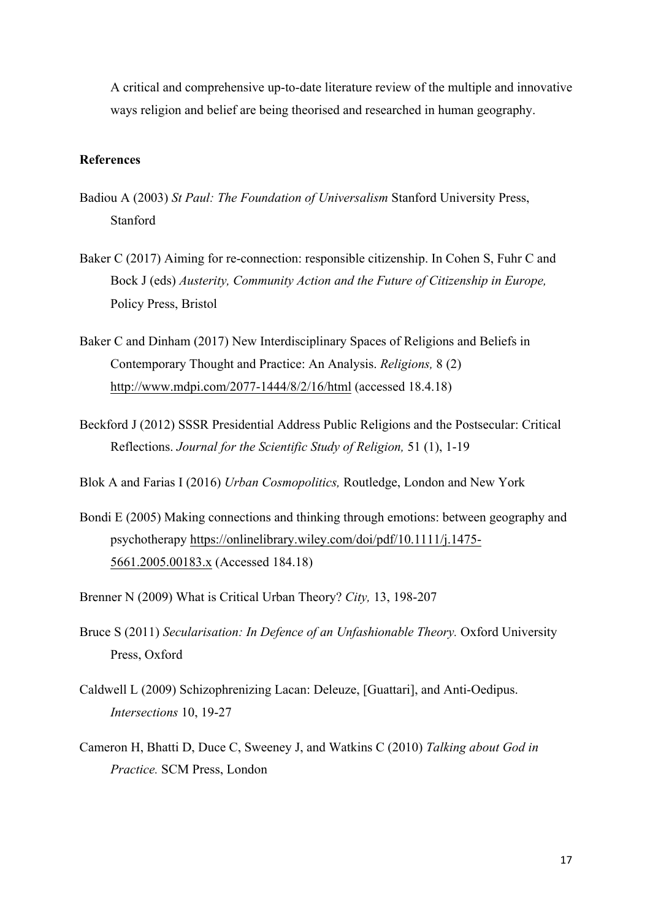A critical and comprehensive up-to-date literature review of the multiple and innovative ways religion and belief are being theorised and researched in human geography.

**References**

Badiou A (2003) *St Paul: The Foundation of Universalism* Stanford University Press, Stanford

Baker C (2017) Aiming for re-connection: responsible citizenship. In Cohen S, Fuhr C and Bock J (eds) *Austerity, Community Action and the Future of Citizenship in Europe,* Policy Press, Bristol

Baker C and Dinham (2017) New Interdisciplinary Spaces of Religions and Beliefs in Contemporary Thought and Practice: An Analysis. *Religions,* 8 (2) http://www.mdpi.com/2077-1444/8/2/16/html (accessed 18.4.18)

Beckford J (2012) SSSR Presidential Address Public Religions and the Postsecular: Critical Reflections. *Journal for the Scientific Study of Religion,* 51 (1), 1-19

Blok A and Farias I (2016) *Urban Cosmopolitics,* Routledge, London and New York

Bondi E (2005) Making connections and thinking through emotions: between geography and psychotherapy https://onlinelibrary.wiley.com/doi/pdf/10.1111/j.1475-5661.2005.00183.x (Accessed 184.18)

Brenner N (2009) What is Critical Urban Theory? *City,* 13, 198-207

Bruce S (2011) *Secularisation: In Defence of an Unfashionable Theory.* Oxford University Press, Oxford

Caldwell L (2009) Schizophrenizing Lacan: Deleuze, [Guattari], and Anti-Oedipus. *Intersections* 10, 19-27

Cameron H, Bhatti D, Duce C, Sweeney J, and Watkins C (2010) *Talking about God in Practice.* SCM Press, London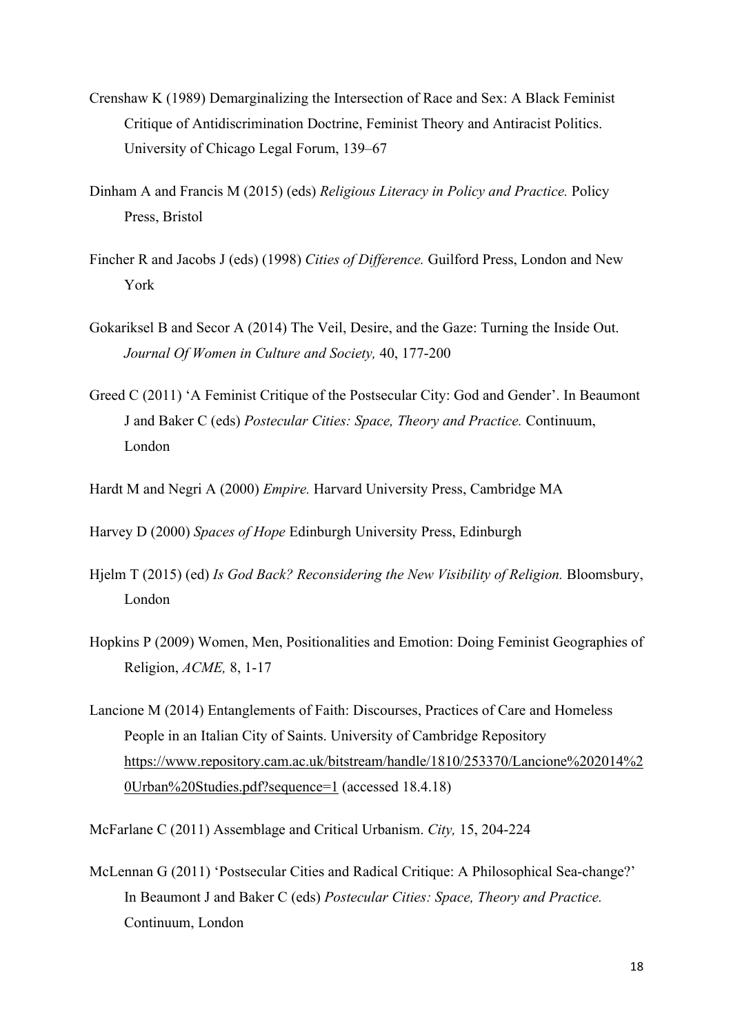Crenshaw K (1989) Demarginalizing the Intersection of Race and Sex: A Black Feminist Critique of Antidiscrimination Doctrine, Feminist Theory and Antiracist Politics. University of Chicago Legal Forum, 139–67

Dinham A and Francis M (2015) (eds) *Religious Literacy in Policy and Practice.* Policy Press, Bristol

Fincher R and Jacobs J (eds) (1998) *Cities of Difference.* Guilford Press, London and New York

Gokariksel B and Secor A (2014) The Veil, Desire, and the Gaze: Turning the Inside Out. *Journal Of Women in Culture and Society,* 40, 177-200

Greed C (2011) 'A Feminist Critique of the Postsecular City: God and Gender'. In Beaumont J and Baker C (eds) *Postecular Cities: Space, Theory and Practice.* Continuum, London

Hardt M and Negri A (2000) *Empire.* Harvard University Press, Cambridge MA

Harvey D (2000) *Spaces of Hope* Edinburgh University Press, Edinburgh

Hjelm T (2015) (ed) *Is God Back? Reconsidering the New Visibility of Religion.* Bloomsbury, London

Hopkins P (2009) Women, Men, Positionalities and Emotion: Doing Feminist Geographies of Religion, *ACME,* 8, 1-17

Lancione M (2014) Entanglements of Faith: Discourses, Practices of Care and Homeless People in an Italian City of Saints. University of Cambridge Repository https://www.repository.cam.ac.uk/bitstream/handle/1810/253370/Lancione%202014%20Urban%20Studies.pdf?sequence=1 (accessed 18.4.18)

McFarlane C (2011) Assemblage and Critical Urbanism. *City,* 15, 204-224

McLennan G (2011) 'Postsecular Cities and Radical Critique: A Philosophical Sea-change?' In Beaumont J and Baker C (eds) *Postecular Cities: Space, Theory and Practice.* Continuum, London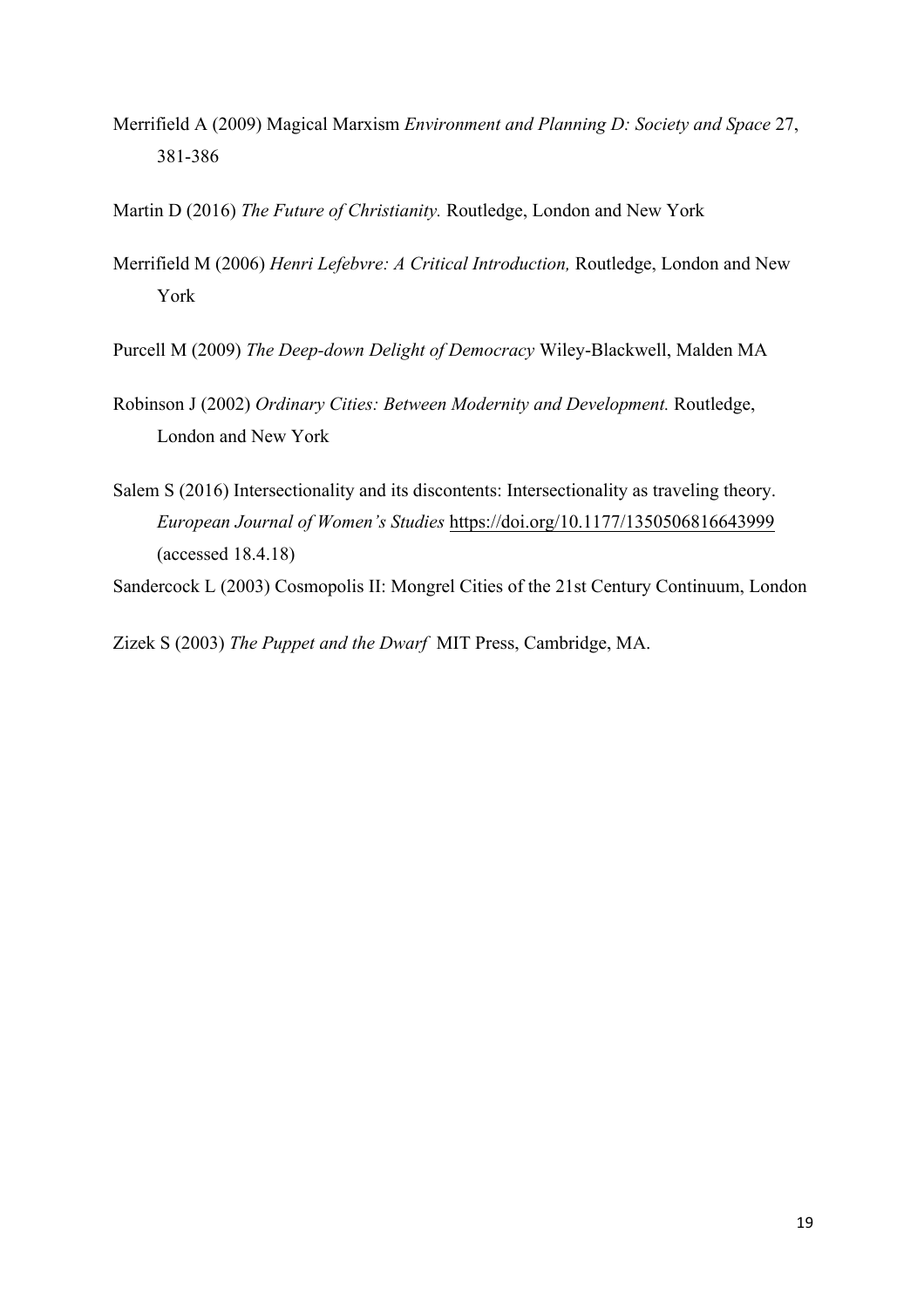Merrifield A (2009) Magical Marxism *Environment and Planning D: Society and Space* 27, 381-386

Martin D (2016) *The Future of Christianity.* Routledge, London and New York

Merrifield M (2006) *Henri Lefebvre: A Critical Introduction,* Routledge, London and New York

Purcell M (2009) *The Deep-down Delight of Democracy* Wiley-Blackwell, Malden MA

Robinson J (2002) *Ordinary Cities: Between Modernity and Development.* Routledge, London and New York

Salem S (2016) Intersectionality and its discontents: Intersectionality as traveling theory. *European Journal of Women's Studies* https://doi.org/10.1177/1350506816643999 (accessed 18.4.18)

Sandercock L (2003) Cosmopolis II: Mongrel Cities of the 21st Century Continuum, London

Zizek S (2003) *The Puppet and the Dwarf* MIT Press, Cambridge, MA.